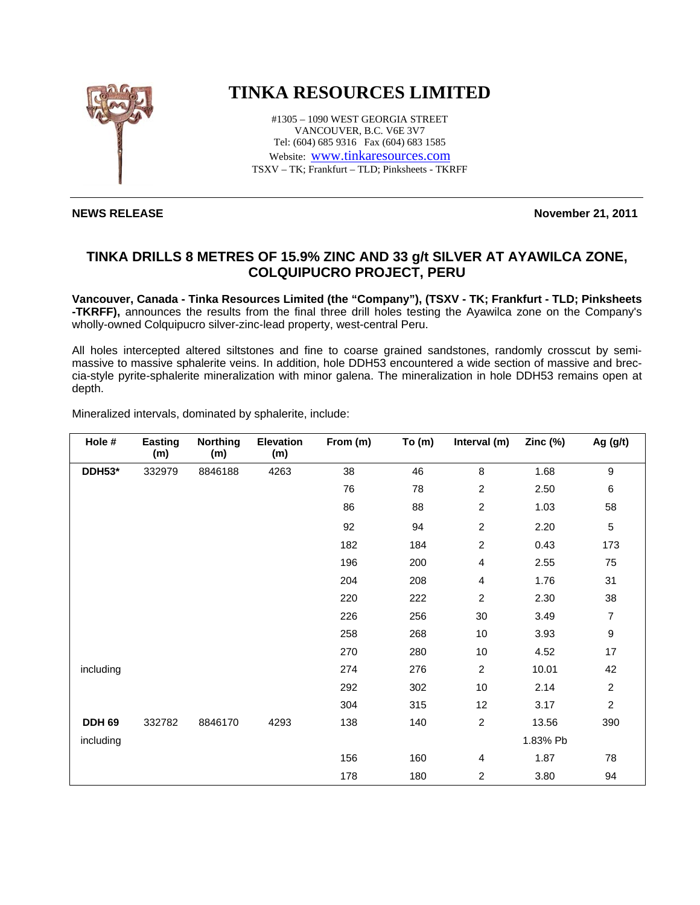# TINKA RESOURCES LIMITED

#1305 – 1090 WEST GEORGIA STREET
VANCOUVER, B.C. V6E 3V7
Tel: (604) 685 9316   Fax (604) 683 1585
Website: www.tinkaresources.com
TSXV – TK; Frankfurt – TLD; Pinksheets - TKRFF

**NEWS RELEASE** **November 21, 2011**

## TINKA DRILLS 8 METRES OF 15.9% ZINC AND 33 g/t SILVER AT AYAWILCA ZONE, COLQUIPUCRO PROJECT, PERU

**Vancouver, Canada - Tinka Resources Limited (the "Company"), (TSXV - TK; Frankfurt - TLD; Pinksheets -TKRFF),** announces the results from the final three drill holes testing the Ayawilca zone on the Company's wholly-owned Colquipucro silver-zinc-lead property, west-central Peru.

All holes intercepted altered siltstones and fine to coarse grained sandstones, randomly crosscut by semi-massive to massive sphalerite veins. In addition, hole DDH53 encountered a wide section of massive and breccia-style pyrite-sphalerite mineralization with minor galena. The mineralization in hole DDH53 remains open at depth.

Mineralized intervals, dominated by sphalerite, include:

| Hole # | Easting (m) | Northing (m) | Elevation (m) | From (m) | To (m) | Interval (m) | Zinc (%) | Ag (g/t) |
|---|---|---|---|---|---|---|---|---|
| **DDH53*** | 332979 | 8846188 | 4263 | 38 | 46 | 8 | 1.68 | 9 |
| | | | | 76 | 78 | 2 | 2.50 | 6 |
| | | | | 86 | 88 | 2 | 1.03 | 58 |
| | | | | 92 | 94 | 2 | 2.20 | 5 |
| | | | | 182 | 184 | 2 | 0.43 | 173 |
| | | | | 196 | 200 | 4 | 2.55 | 75 |
| | | | | 204 | 208 | 4 | 1.76 | 31 |
| | | | | 220 | 222 | 2 | 2.30 | 38 |
| | | | | 226 | 256 | 30 | 3.49 | 7 |
| | | | | 258 | 268 | 10 | 3.93 | 9 |
| | | | | 270 | 280 | 10 | 4.52 | 17 |
| including | | | | 274 | 276 | 2 | 10.01 | 42 |
| | | | | 292 | 302 | 10 | 2.14 | 2 |
| | | | | 304 | 315 | 12 | 3.17 | 2 |
| **DDH 69** | 332782 | 8846170 | 4293 | 138 | 140 | 2 | 13.56 | 390 |
| including | | | | | | | 1.83% Pb | |
| | | | | 156 | 160 | 4 | 1.87 | 78 |
| | | | | 178 | 180 | 2 | 3.80 | 94 |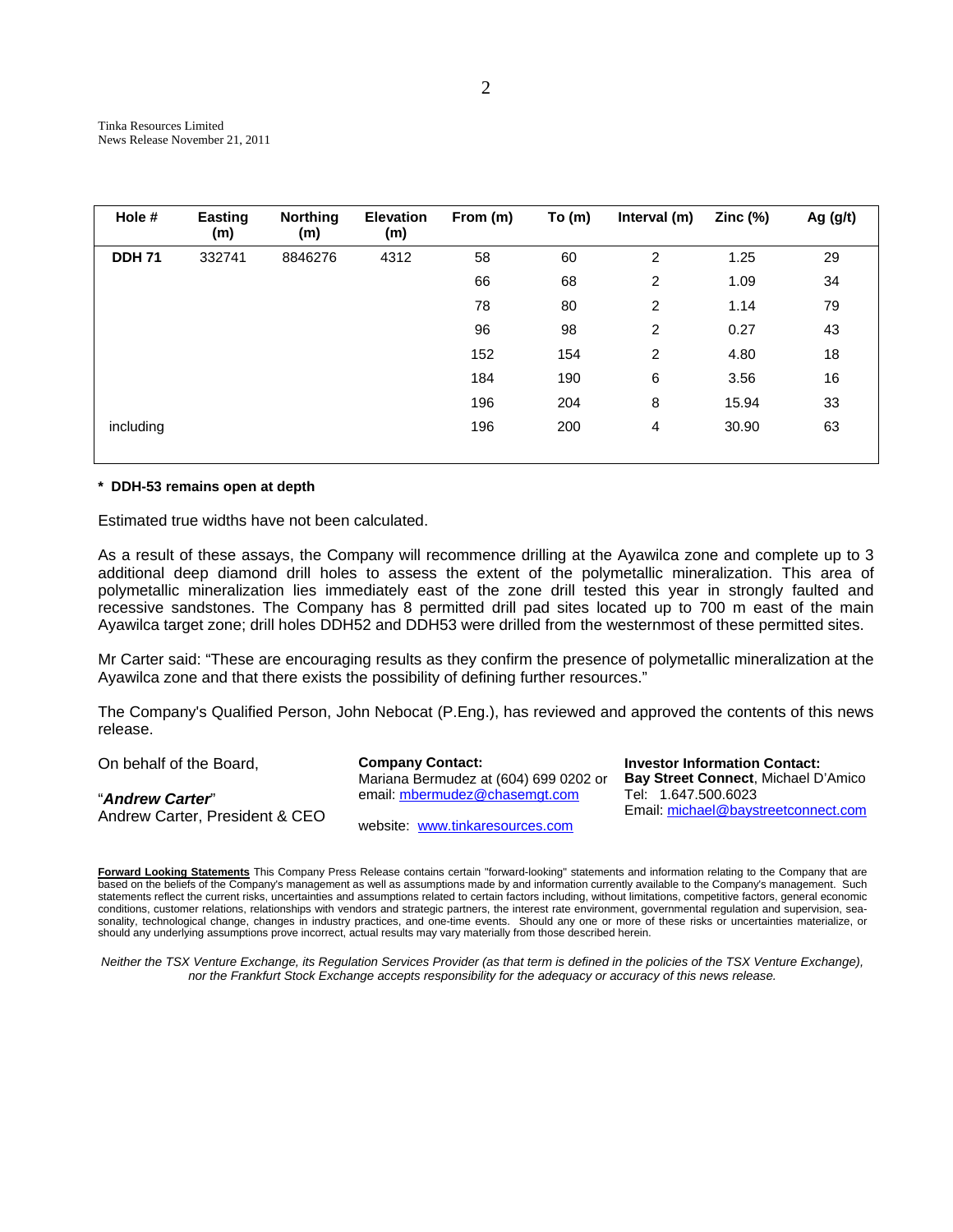Tinka Resources Limited
News Release November 21, 2011

| Hole # | Easting (m) | Northing (m) | Elevation (m) | From (m) | To (m) | Interval (m) | Zinc (%) | Ag (g/t) |
|---|---|---|---|---|---|---|---|---|
| **DDH 71** | 332741 | 8846276 | 4312 | 58 | 60 | 2 | 1.25 | 29 |
| | | | | 66 | 68 | 2 | 1.09 | 34 |
| | | | | 78 | 80 | 2 | 1.14 | 79 |
| | | | | 96 | 98 | 2 | 0.27 | 43 |
| | | | | 152 | 154 | 2 | 4.80 | 18 |
| | | | | 184 | 190 | 6 | 3.56 | 16 |
| | | | | 196 | 204 | 8 | 15.94 | 33 |
| including | | | | 196 | 200 | 4 | 30.90 | 63 |

**\* DDH-53 remains open at depth**

Estimated true widths have not been calculated.

As a result of these assays, the Company will recommence drilling at the Ayawilca zone and complete up to 3 additional deep diamond drill holes to assess the extent of the polymetallic mineralization. This area of polymetallic mineralization lies immediately east of the zone drill tested this year in strongly faulted and recessive sandstones. The Company has 8 permitted drill pad sites located up to 700 m east of the main Ayawilca target zone; drill holes DDH52 and DDH53 were drilled from the westernmost of these permitted sites.

Mr Carter said: "These are encouraging results as they confirm the presence of polymetallic mineralization at the Ayawilca zone and that there exists the possibility of defining further resources."

The Company's Qualified Person, John Nebocat (P.Eng.), has reviewed and approved the contents of this news release.

On behalf of the Board,

"***Andrew Carter***"
Andrew Carter, President & CEO

**Company Contact:**
Mariana Bermudez at (604) 699 0202 or
email: mbermudez@chasemgt.com

website: www.tinkaresources.com

**Investor Information Contact:**
**Bay Street Connect**, Michael D'Amico
Tel: 1.647.500.6023
Email: michael@baystreetconnect.com

**Forward Looking Statements** This Company Press Release contains certain "forward-looking" statements and information relating to the Company that are based on the beliefs of the Company's management as well as assumptions made by and information currently available to the Company's management. Such statements reflect the current risks, uncertainties and assumptions related to certain factors including, without limitations, competitive factors, general economic conditions, customer relations, relationships with vendors and strategic partners, the interest rate environment, governmental regulation and supervision, seasonality, technological change, changes in industry practices, and one-time events. Should any one or more of these risks or uncertainties materialize, or should any underlying assumptions prove incorrect, actual results may vary materially from those described herein.

*Neither the TSX Venture Exchange, its Regulation Services Provider (as that term is defined in the policies of the TSX Venture Exchange), nor the Frankfurt Stock Exchange accepts responsibility for the adequacy or accuracy of this news release.*